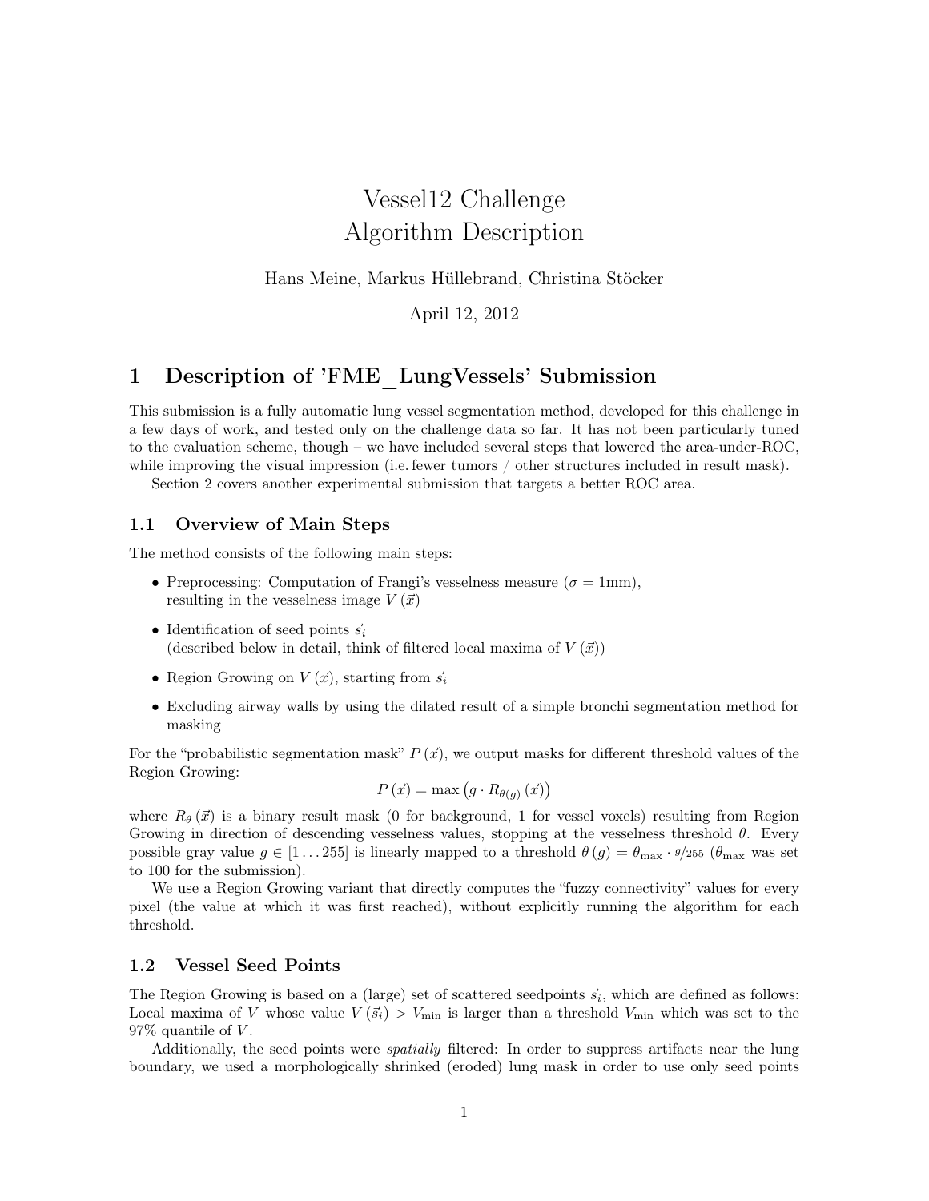# Vessel12 Challenge
# Algorithm Description

Hans Meine, Markus Hüllebrand, Christina Stöcker

April 12, 2012

## 1 Description of 'FME_LungVessels' Submission

This submission is a fully automatic lung vessel segmentation method, developed for this challenge in a few days of work, and tested only on the challenge data so far. It has not been particularly tuned to the evaluation scheme, though – we have included several steps that lowered the area-under-ROC, while improving the visual impression (i.e. fewer tumors / other structures included in result mask).

Section 2 covers another experimental submission that targets a better ROC area.

### 1.1 Overview of Main Steps

The method consists of the following main steps:

- Preprocessing: Computation of Frangi's vesselness measure ($\sigma = 1\text{mm}$), resulting in the vesselness image $V(\vec{x})$
- Identification of seed points $\vec{s}_i$ (described below in detail, think of filtered local maxima of $V(\vec{x})$)
- Region Growing on $V(\vec{x})$, starting from $\vec{s}_i$
- Excluding airway walls by using the dilated result of a simple bronchi segmentation method for masking

For the "probabilistic segmentation mask" $P(\vec{x})$, we output masks for different threshold values of the Region Growing:

$$P(\vec{x}) = \max\left(g \cdot R_{\theta(g)}(\vec{x})\right)$$

where $R_\theta(\vec{x})$ is a binary result mask (0 for background, 1 for vessel voxels) resulting from Region Growing in direction of descending vesselness values, stopping at the vesselness threshold $\theta$. Every possible gray value $g \in [1 \dots 255]$ is linearly mapped to a threshold $\theta(g) = \theta_{\max} \cdot g/255$ ($\theta_{\max}$ was set to 100 for the submission).

We use a Region Growing variant that directly computes the "fuzzy connectivity" values for every pixel (the value at which it was first reached), without explicitly running the algorithm for each threshold.

### 1.2 Vessel Seed Points

The Region Growing is based on a (large) set of scattered seedpoints $\vec{s}_i$, which are defined as follows: Local maxima of $V$ whose value $V(\vec{s}_i) > V_{\min}$ is larger than a threshold $V_{\min}$ which was set to the 97% quantile of $V$.

Additionally, the seed points were *spatially* filtered: In order to suppress artifacts near the lung boundary, we used a morphologically shrinked (eroded) lung mask in order to use only seed points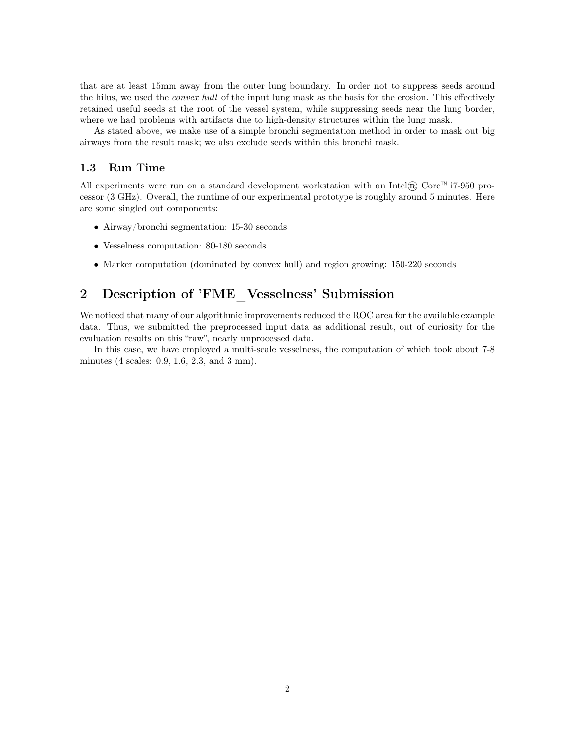that are at least 15mm away from the outer lung boundary. In order not to suppress seeds around the hilus, we used the *convex hull* of the input lung mask as the basis for the erosion. This effectively retained useful seeds at the root of the vessel system, while suppressing seeds near the lung border, where we had problems with artifacts due to high-density structures within the lung mask.

As stated above, we make use of a simple bronchi segmentation method in order to mask out big airways from the result mask; we also exclude seeds within this bronchi mask.

### 1.3 Run Time

All experiments were run on a standard development workstation with an Intel® Core™ i7-950 processor (3 GHz). Overall, the runtime of our experimental prototype is roughly around 5 minutes. Here are some singled out components:

- Airway/bronchi segmentation: 15-30 seconds
- Vesselness computation: 80-180 seconds
- Marker computation (dominated by convex hull) and region growing: 150-220 seconds

## 2 Description of 'FME_Vesselness' Submission

We noticed that many of our algorithmic improvements reduced the ROC area for the available example data. Thus, we submitted the preprocessed input data as additional result, out of curiosity for the evaluation results on this "raw", nearly unprocessed data.

In this case, we have employed a multi-scale vesselness, the computation of which took about 7-8 minutes (4 scales: 0.9, 1.6, 2.3, and 3 mm).